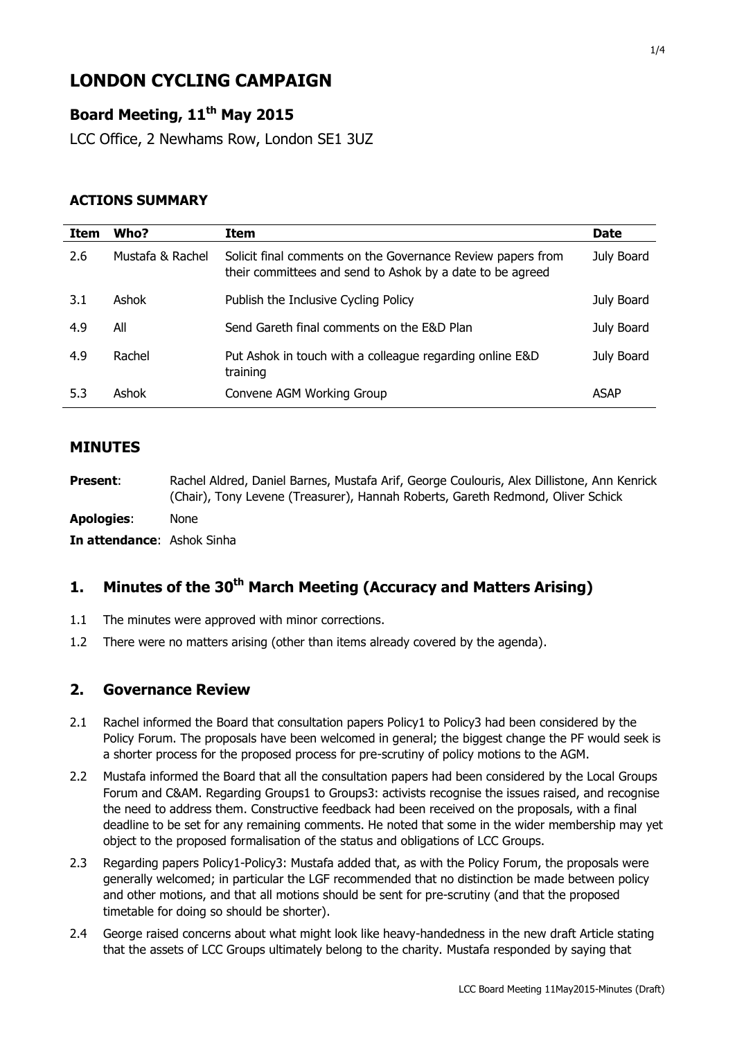# LONDON CYCLING CAMPAIGN

## Board Meeting, 11th May 2015

LCC Office, 2 Newhams Row, London SE1 3UZ

### ACTIONS SUMMARY

| Item | Who? | Item | Date |
|---|---|---|---|
| 2.6 | Mustafa & Rachel | Solicit final comments on the Governance Review papers from their committees and send to Ashok by a date to be agreed | July Board |
| 3.1 | Ashok | Publish the Inclusive Cycling Policy | July Board |
| 4.9 | All | Send Gareth final comments on the E&D Plan | July Board |
| 4.9 | Rachel | Put Ashok in touch with a colleague regarding online E&D training | July Board |
| 5.3 | Ashok | Convene AGM Working Group | ASAP |

## MINUTES

**Present**: Rachel Aldred, Daniel Barnes, Mustafa Arif, George Coulouris, Alex Dillistone, Ann Kenrick (Chair), Tony Levene (Treasurer), Hannah Roberts, Gareth Redmond, Oliver Schick

**Apologies**: None

**In attendance**: Ashok Sinha

## 1. Minutes of the 30th March Meeting (Accuracy and Matters Arising)

1.1 The minutes were approved with minor corrections.

1.2 There were no matters arising (other than items already covered by the agenda).

## 2. Governance Review

2.1 Rachel informed the Board that consultation papers Policy1 to Policy3 had been considered by the Policy Forum. The proposals have been welcomed in general; the biggest change the PF would seek is a shorter process for the proposed process for pre-scrutiny of policy motions to the AGM.

2.2 Mustafa informed the Board that all the consultation papers had been considered by the Local Groups Forum and C&AM. Regarding Groups1 to Groups3: activists recognise the issues raised, and recognise the need to address them. Constructive feedback had been received on the proposals, with a final deadline to be set for any remaining comments. He noted that some in the wider membership may yet object to the proposed formalisation of the status and obligations of LCC Groups.

2.3 Regarding papers Policy1-Policy3: Mustafa added that, as with the Policy Forum, the proposals were generally welcomed; in particular the LGF recommended that no distinction be made between policy and other motions, and that all motions should be sent for pre-scrutiny (and that the proposed timetable for doing so should be shorter).

2.4 George raised concerns about what might look like heavy-handedness in the new draft Article stating that the assets of LCC Groups ultimately belong to the charity. Mustafa responded by saying that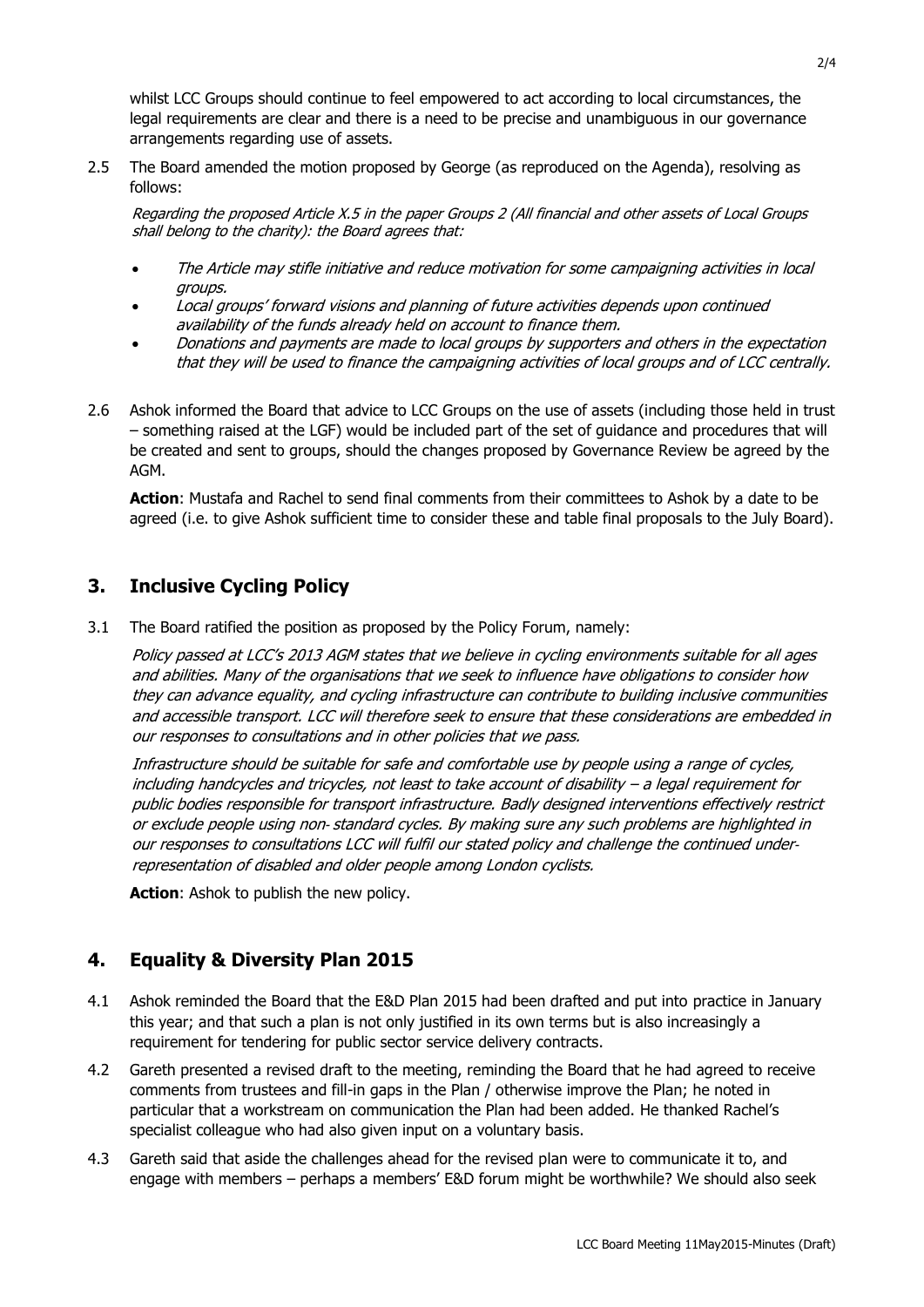whilst LCC Groups should continue to feel empowered to act according to local circumstances, the legal requirements are clear and there is a need to be precise and unambiguous in our governance arrangements regarding use of assets.

2.5 The Board amended the motion proposed by George (as reproduced on the Agenda), resolving as follows:

*Regarding the proposed Article X.5 in the paper Groups 2 (All financial and other assets of Local Groups shall belong to the charity): the Board agrees that:*

- *The Article may stifle initiative and reduce motivation for some campaigning activities in local groups.*
- *Local groups' forward visions and planning of future activities depends upon continued availability of the funds already held on account to finance them.*
- *Donations and payments are made to local groups by supporters and others in the expectation that they will be used to finance the campaigning activities of local groups and of LCC centrally.*

2.6 Ashok informed the Board that advice to LCC Groups on the use of assets (including those held in trust – something raised at the LGF) would be included part of the set of guidance and procedures that will be created and sent to groups, should the changes proposed by Governance Review be agreed by the AGM.

**Action**: Mustafa and Rachel to send final comments from their committees to Ashok by a date to be agreed (i.e. to give Ashok sufficient time to consider these and table final proposals to the July Board).

## 3. Inclusive Cycling Policy

3.1 The Board ratified the position as proposed by the Policy Forum, namely:

*Policy passed at LCC's 2013 AGM states that we believe in cycling environments suitable for all ages and abilities. Many of the organisations that we seek to influence have obligations to consider how they can advance equality, and cycling infrastructure can contribute to building inclusive communities and accessible transport. LCC will therefore seek to ensure that these considerations are embedded in our responses to consultations and in other policies that we pass.*

*Infrastructure should be suitable for safe and comfortable use by people using a range of cycles, including handcycles and tricycles, not least to take account of disability – a legal requirement for public bodies responsible for transport infrastructure. Badly designed interventions effectively restrict or exclude people using non- standard cycles. By making sure any such problems are highlighted in our responses to consultations LCC will fulfil our stated policy and challenge the continued under-representation of disabled and older people among London cyclists.*

**Action**: Ashok to publish the new policy.

## 4. Equality & Diversity Plan 2015

4.1 Ashok reminded the Board that the E&D Plan 2015 had been drafted and put into practice in January this year; and that such a plan is not only justified in its own terms but is also increasingly a requirement for tendering for public sector service delivery contracts.

4.2 Gareth presented a revised draft to the meeting, reminding the Board that he had agreed to receive comments from trustees and fill-in gaps in the Plan / otherwise improve the Plan; he noted in particular that a workstream on communication the Plan had been added. He thanked Rachel's specialist colleague who had also given input on a voluntary basis.

4.3 Gareth said that aside the challenges ahead for the revised plan were to communicate it to, and engage with members – perhaps a members' E&D forum might be worthwhile? We should also seek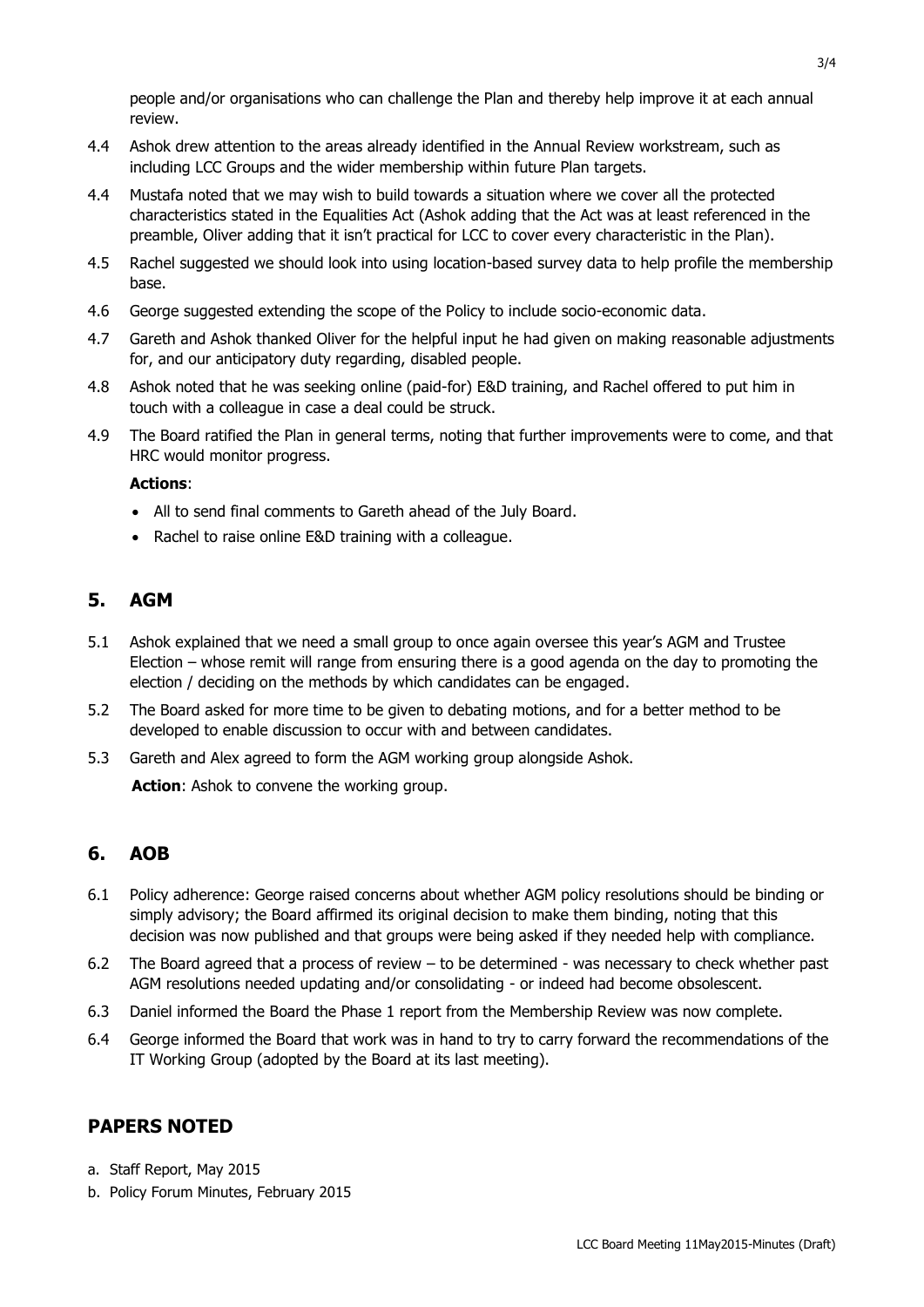people and/or organisations who can challenge the Plan and thereby help improve it at each annual review.

4.4 Ashok drew attention to the areas already identified in the Annual Review workstream, such as including LCC Groups and the wider membership within future Plan targets.

4.4 Mustafa noted that we may wish to build towards a situation where we cover all the protected characteristics stated in the Equalities Act (Ashok adding that the Act was at least referenced in the preamble, Oliver adding that it isn't practical for LCC to cover every characteristic in the Plan).

4.5 Rachel suggested we should look into using location-based survey data to help profile the membership base.

4.6 George suggested extending the scope of the Policy to include socio-economic data.

4.7 Gareth and Ashok thanked Oliver for the helpful input he had given on making reasonable adjustments for, and our anticipatory duty regarding, disabled people.

4.8 Ashok noted that he was seeking online (paid-for) E&D training, and Rachel offered to put him in touch with a colleague in case a deal could be struck.

4.9 The Board ratified the Plan in general terms, noting that further improvements were to come, and that HRC would monitor progress.

**Actions**:

- All to send final comments to Gareth ahead of the July Board.
- Rachel to raise online E&D training with a colleague.

## 5. AGM

5.1 Ashok explained that we need a small group to once again oversee this year's AGM and Trustee Election – whose remit will range from ensuring there is a good agenda on the day to promoting the election / deciding on the methods by which candidates can be engaged.

5.2 The Board asked for more time to be given to debating motions, and for a better method to be developed to enable discussion to occur with and between candidates.

5.3 Gareth and Alex agreed to form the AGM working group alongside Ashok.

**Action**: Ashok to convene the working group.

## 6. AOB

6.1 Policy adherence: George raised concerns about whether AGM policy resolutions should be binding or simply advisory; the Board affirmed its original decision to make them binding, noting that this decision was now published and that groups were being asked if they needed help with compliance.

6.2 The Board agreed that a process of review – to be determined - was necessary to check whether past AGM resolutions needed updating and/or consolidating - or indeed had become obsolescent.

6.3 Daniel informed the Board the Phase 1 report from the Membership Review was now complete.

6.4 George informed the Board that work was in hand to try to carry forward the recommendations of the IT Working Group (adopted by the Board at its last meeting).

## PAPERS NOTED

a. Staff Report, May 2015
b. Policy Forum Minutes, February 2015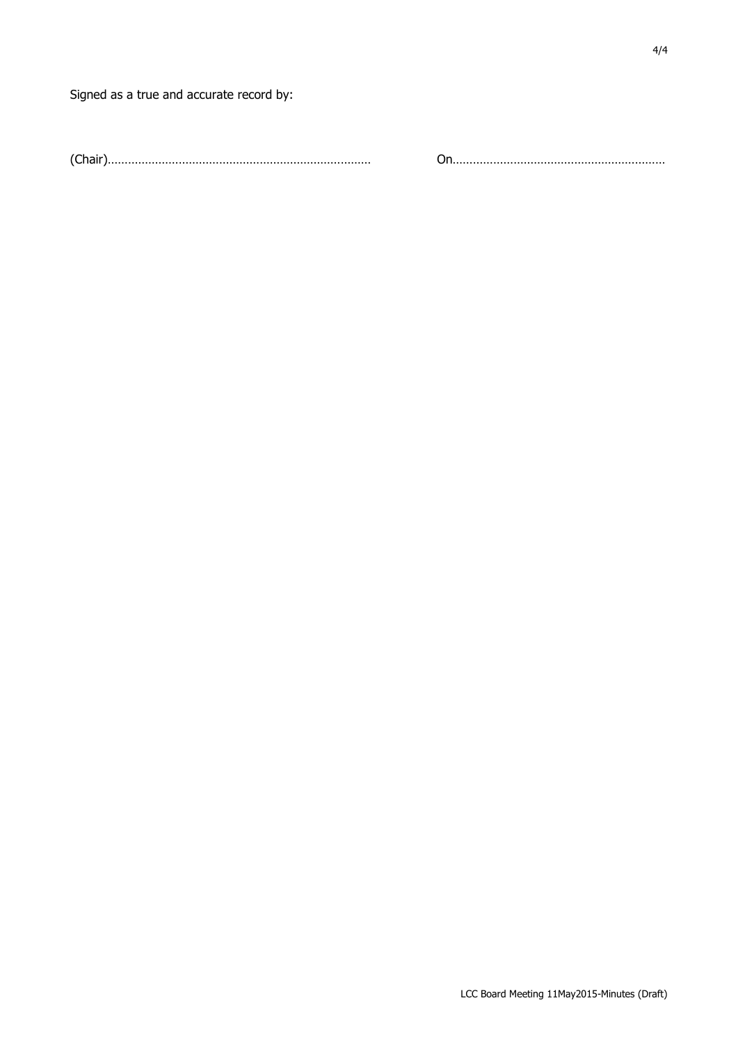Signed as a true and accurate record by:

(Chair)…………………………………………………………………… On………………………………………………………